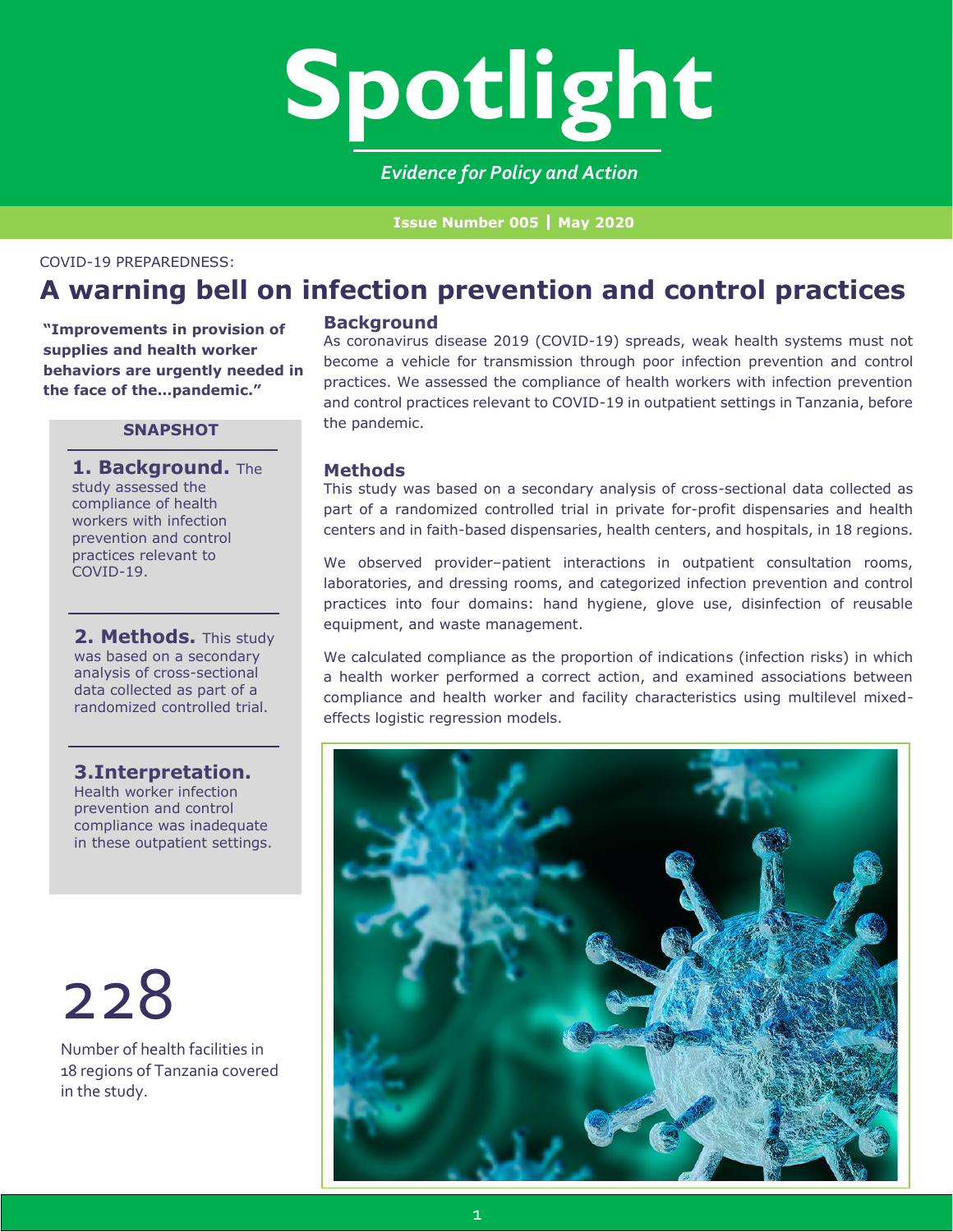# Spotlight

*Evidence for Policy and Action*

**Issue Number 005 | May 2020**

COVID-19 PREPAREDNESS:

## A warning bell on infection prevention and control practices

**"Improvements in provision of supplies and health worker behaviors are urgently needed in the face of the...pandemic."**

### SNAPSHOT

**1. Background.** The study assessed the compliance of health workers with infection prevention and control practices relevant to COVID-19.

**2. Methods.** This study was based on a secondary analysis of cross-sectional data collected as part of a randomized controlled trial.

**3.Interpretation.** Health worker infection prevention and control compliance was inadequate in these outpatient settings.

**228**

Number of health facilities in 18 regions of Tanzania covered in the study.

### Background

As coronavirus disease 2019 (COVID-19) spreads, weak health systems must not become a vehicle for transmission through poor infection prevention and control practices. We assessed the compliance of health workers with infection prevention and control practices relevant to COVID-19 in outpatient settings in Tanzania, before the pandemic.

### Methods

This study was based on a secondary analysis of cross-sectional data collected as part of a randomized controlled trial in private for-profit dispensaries and health centers and in faith-based dispensaries, health centers, and hospitals, in 18 regions.

We observed provider–patient interactions in outpatient consultation rooms, laboratories, and dressing rooms, and categorized infection prevention and control practices into four domains: hand hygiene, glove use, disinfection of reusable equipment, and waste management.

We calculated compliance as the proportion of indications (infection risks) in which a health worker performed a correct action, and examined associations between compliance and health worker and facility characteristics using multilevel mixed-effects logistic regression models.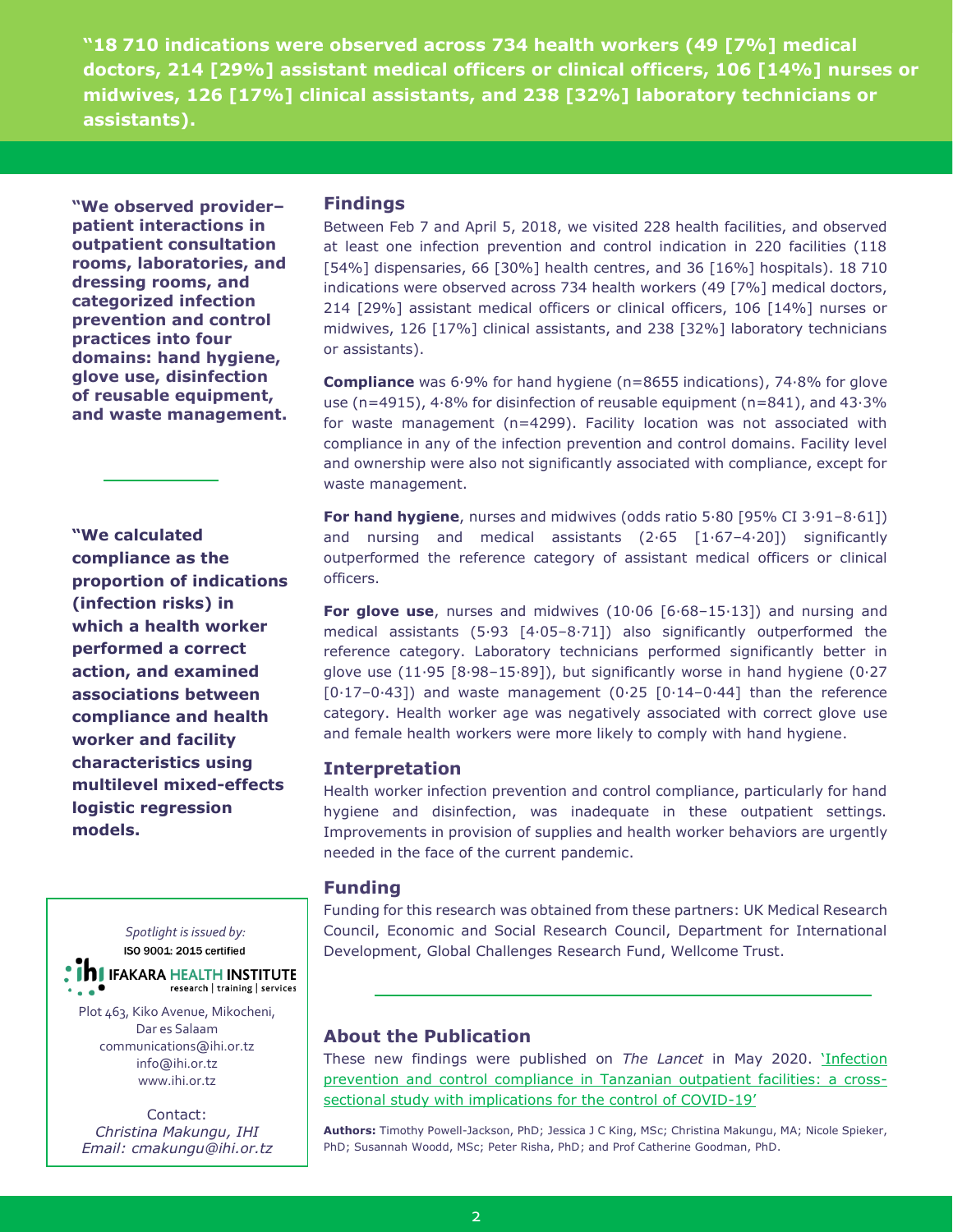**"18 710 indications were observed across 734 health workers (49 [7%] medical doctors, 214 [29%] assistant medical officers or clinical officers, 106 [14%] nurses or midwives, 126 [17%] clinical assistants, and 238 [32%] laboratory technicians or assistants).**

**"We observed provider–patient interactions in outpatient consultation rooms, laboratories, and dressing rooms, and categorized infection prevention and control practices into four domains: hand hygiene, glove use, disinfection of reusable equipment, and waste management.**

**"We calculated compliance as the proportion of indications (infection risks) in which a health worker performed a correct action, and examined associations between compliance and health worker and facility characteristics using multilevel mixed-effects logistic regression models.**

## Findings

Between Feb 7 and April 5, 2018, we visited 228 health facilities, and observed at least one infection prevention and control indication in 220 facilities (118 [54%] dispensaries, 66 [30%] health centres, and 36 [16%] hospitals). 18 710 indications were observed across 734 health workers (49 [7%] medical doctors, 214 [29%] assistant medical officers or clinical officers, 106 [14%] nurses or midwives, 126 [17%] clinical assistants, and 238 [32%] laboratory technicians or assistants).

**Compliance** was 6·9% for hand hygiene (n=8655 indications), 74·8% for glove use (n=4915), 4·8% for disinfection of reusable equipment (n=841), and 43·3% for waste management (n=4299). Facility location was not associated with compliance in any of the infection prevention and control domains. Facility level and ownership were also not significantly associated with compliance, except for waste management.

**For hand hygiene**, nurses and midwives (odds ratio 5·80 [95% CI 3·91–8·61]) and nursing and medical assistants (2·65 [1·67–4·20]) significantly outperformed the reference category of assistant medical officers or clinical officers.

**For glove use**, nurses and midwives (10·06 [6·68–15·13]) and nursing and medical assistants (5·93 [4·05–8·71]) also significantly outperformed the reference category. Laboratory technicians performed significantly better in glove use (11·95 [8·98–15·89]), but significantly worse in hand hygiene (0·27 [0·17–0·43]) and waste management (0·25 [0·14–0·44] than the reference category. Health worker age was negatively associated with correct glove use and female health workers were more likely to comply with hand hygiene.

## Interpretation

Health worker infection prevention and control compliance, particularly for hand hygiene and disinfection, was inadequate in these outpatient settings. Improvements in provision of supplies and health worker behaviors are urgently needed in the face of the current pandemic.

## Funding

Funding for this research was obtained from these partners: UK Medical Research Council, Economic and Social Research Council, Department for International Development, Global Challenges Research Fund, Wellcome Trust.

## About the Publication

These new findings were published on *The Lancet* in May 2020. 'Infection prevention and control compliance in Tanzanian outpatient facilities: a cross-sectional study with implications for the control of COVID-19'

**Authors:** Timothy Powell-Jackson, PhD; Jessica J C King, MSc; Christina Makungu, MA; Nicole Spieker, PhD; Susannah Woodd, MSc; Peter Risha, PhD; and Prof Catherine Goodman, PhD.

*Spotlight is issued by:*
ISO 9001: 2015 certified
IFAKARA HEALTH INSTITUTE
research | training | services

Plot 463, Kiko Avenue, Mikocheni,
Dar es Salaam
communications@ihi.or.tz
info@ihi.or.tz
www.ihi.or.tz

Contact:
*Christina Makungu, IHI*
*Email: cmakungu@ihi.or.tz*